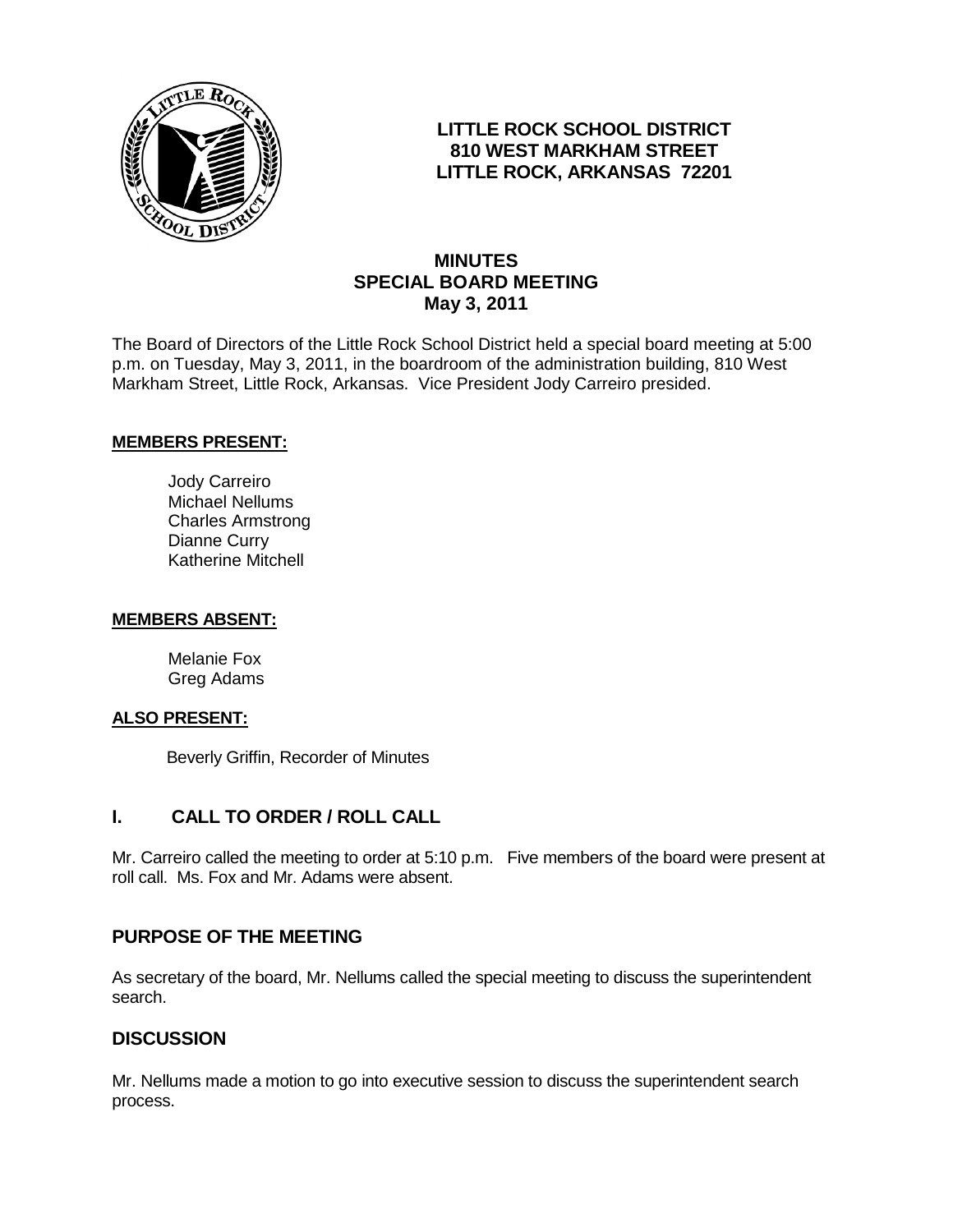**LITTLE ROCK SCHOOL DISTRICT**
**810 WEST MARKHAM STREET**
**LITTLE ROCK, ARKANSAS 72201**

# MINUTES
## SPECIAL BOARD MEETING
### May 3, 2011

The Board of Directors of the Little Rock School District held a special board meeting at 5:00 p.m. on Tuesday, May 3, 2011, in the boardroom of the administration building, 810 West Markham Street, Little Rock, Arkansas. Vice President Jody Carreiro presided.

**MEMBERS PRESENT:**

Jody Carreiro
Michael Nellums
Charles Armstrong
Dianne Curry
Katherine Mitchell

**MEMBERS ABSENT:**

Melanie Fox
Greg Adams

**ALSO PRESENT:**

Beverly Griffin, Recorder of Minutes

## I. CALL TO ORDER / ROLL CALL

Mr. Carreiro called the meeting to order at 5:10 p.m. Five members of the board were present at roll call. Ms. Fox and Mr. Adams were absent.

## PURPOSE OF THE MEETING

As secretary of the board, Mr. Nellums called the special meeting to discuss the superintendent search.

## DISCUSSION

Mr. Nellums made a motion to go into executive session to discuss the superintendent search process.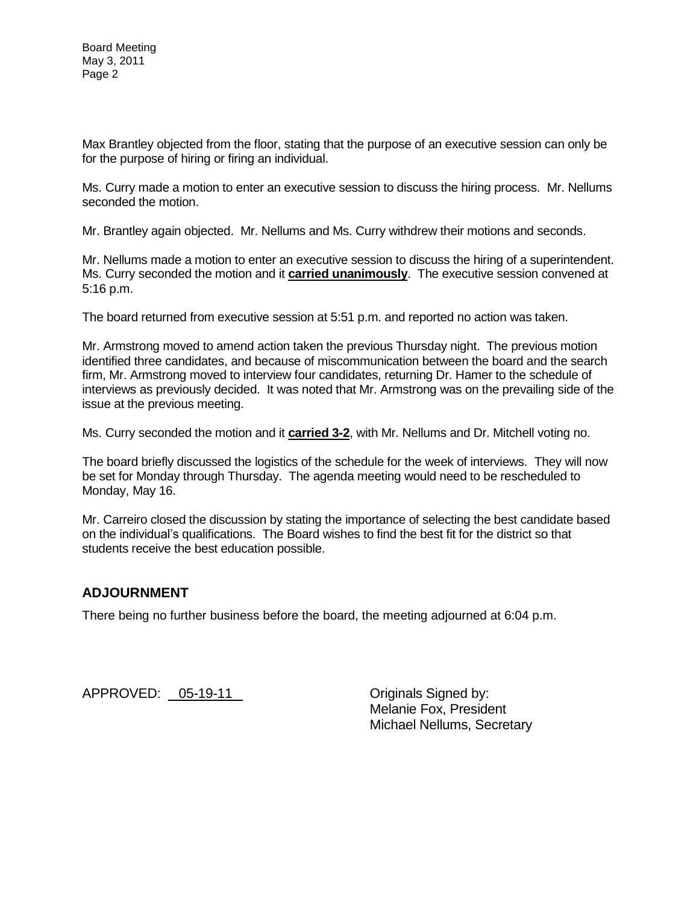Max Brantley objected from the floor, stating that the purpose of an executive session can only be for the purpose of hiring or firing an individual.

Ms. Curry made a motion to enter an executive session to discuss the hiring process. Mr. Nellums seconded the motion.

Mr. Brantley again objected. Mr. Nellums and Ms. Curry withdrew their motions and seconds.

Mr. Nellums made a motion to enter an executive session to discuss the hiring of a superintendent. Ms. Curry seconded the motion and it **carried unanimously**. The executive session convened at 5:16 p.m.

The board returned from executive session at 5:51 p.m. and reported no action was taken.

Mr. Armstrong moved to amend action taken the previous Thursday night. The previous motion identified three candidates, and because of miscommunication between the board and the search firm, Mr. Armstrong moved to interview four candidates, returning Dr. Hamer to the schedule of interviews as previously decided. It was noted that Mr. Armstrong was on the prevailing side of the issue at the previous meeting.

Ms. Curry seconded the motion and it **carried 3-2**, with Mr. Nellums and Dr. Mitchell voting no.

The board briefly discussed the logistics of the schedule for the week of interviews. They will now be set for Monday through Thursday. The agenda meeting would need to be rescheduled to Monday, May 16.

Mr. Carreiro closed the discussion by stating the importance of selecting the best candidate based on the individual's qualifications. The Board wishes to find the best fit for the district so that students receive the best education possible.

## ADJOURNMENT

There being no further business before the board, the meeting adjourned at 6:04 p.m.

APPROVED: 05-19-11

Originals Signed by:
Melanie Fox, President
Michael Nellums, Secretary